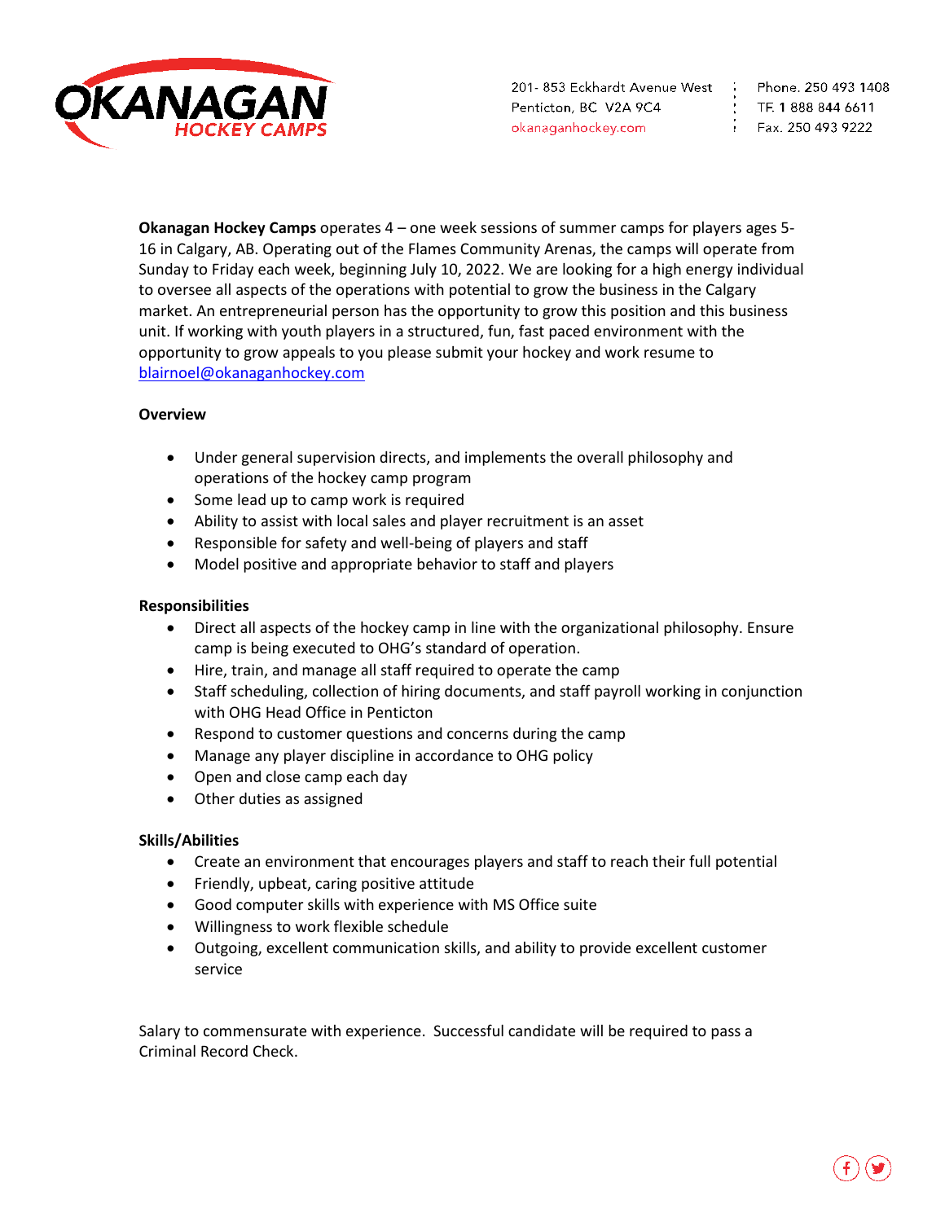OKANAGAN HOCKEY CAMPS

201- 853 Eckhardt Avenue West
Penticton, BC V2A 9C4
okanaganhockey.com

Phone. 250 493 1408
TF. 1 888 844 6611
Fax. 250 493 9222

**Okanagan Hockey Camps** operates 4 – one week sessions of summer camps for players ages 5-16 in Calgary, AB. Operating out of the Flames Community Arenas, the camps will operate from Sunday to Friday each week, beginning July 10, 2022. We are looking for a high energy individual to oversee all aspects of the operations with potential to grow the business in the Calgary market. An entrepreneurial person has the opportunity to grow this position and this business unit. If working with youth players in a structured, fun, fast paced environment with the opportunity to grow appeals to you please submit your hockey and work resume to blairnoel@okanaganhockey.com

**Overview**

- Under general supervision directs, and implements the overall philosophy and operations of the hockey camp program
- Some lead up to camp work is required
- Ability to assist with local sales and player recruitment is an asset
- Responsible for safety and well-being of players and staff
- Model positive and appropriate behavior to staff and players

**Responsibilities**

- Direct all aspects of the hockey camp in line with the organizational philosophy. Ensure camp is being executed to OHG's standard of operation.
- Hire, train, and manage all staff required to operate the camp
- Staff scheduling, collection of hiring documents, and staff payroll working in conjunction with OHG Head Office in Penticton
- Respond to customer questions and concerns during the camp
- Manage any player discipline in accordance to OHG policy
- Open and close camp each day
- Other duties as assigned

**Skills/Abilities**

- Create an environment that encourages players and staff to reach their full potential
- Friendly, upbeat, caring positive attitude
- Good computer skills with experience with MS Office suite
- Willingness to work flexible schedule
- Outgoing, excellent communication skills, and ability to provide excellent customer service

Salary to commensurate with experience. Successful candidate will be required to pass a Criminal Record Check.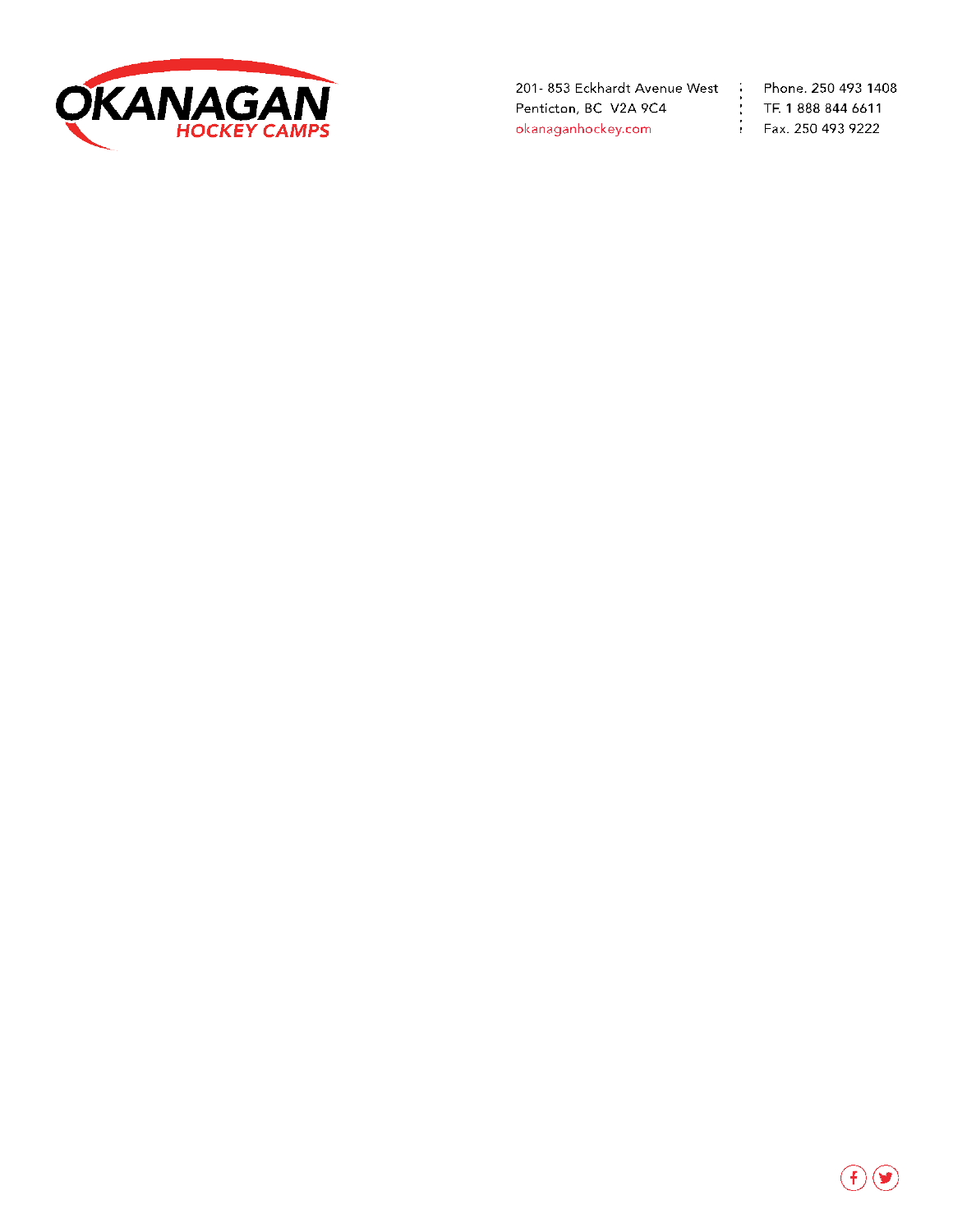OKANAGAN
HOCKEY CAMPS

201- 853 Eckhardt Avenue West
Penticton, BC V2A 9C4
okanaganhockey.com

Phone. 250 493 1408
TF. 1 888 844 6611
Fax. 250 493 9222